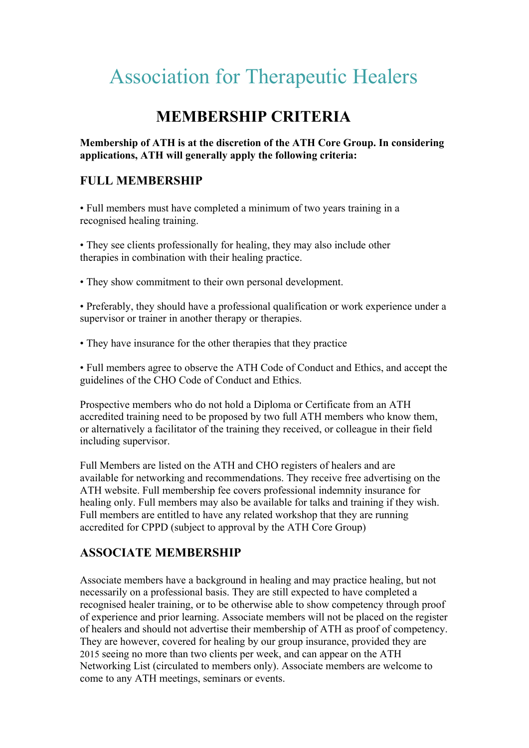# Association for Therapeutic Healers

## MEMBERSHIP CRITERIA

**Membership of ATH is at the discretion of the ATH Core Group. In considering applications, ATH will generally apply the following criteria:**

### FULL MEMBERSHIP

• Full members must have completed a minimum of two years training in a recognised healing training.

• They see clients professionally for healing, they may also include other therapies in combination with their healing practice.

• They show commitment to their own personal development.

• Preferably, they should have a professional qualification or work experience under a supervisor or trainer in another therapy or therapies.

• They have insurance for the other therapies that they practice

• Full members agree to observe the ATH Code of Conduct and Ethics, and accept the guidelines of the CHO Code of Conduct and Ethics.

Prospective members who do not hold a Diploma or Certificate from an ATH accredited training need to be proposed by two full ATH members who know them, or alternatively a facilitator of the training they received, or colleague in their field including supervisor.

Full Members are listed on the ATH and CHO registers of healers and are available for networking and recommendations. They receive free advertising on the ATH website. Full membership fee covers professional indemnity insurance for healing only. Full members may also be available for talks and training if they wish. Full members are entitled to have any related workshop that they are running accredited for CPPD (subject to approval by the ATH Core Group)

### ASSOCIATE MEMBERSHIP

Associate members have a background in healing and may practice healing, but not necessarily on a professional basis. They are still expected to have completed a recognised healer training, or to be otherwise able to show competency through proof of experience and prior learning. Associate members will not be placed on the register of healers and should not advertise their membership of ATH as proof of competency. They are however, covered for healing by our group insurance, provided they are 2015 seeing no more than two clients per week, and can appear on the ATH Networking List (circulated to members only). Associate members are welcome to come to any ATH meetings, seminars or events.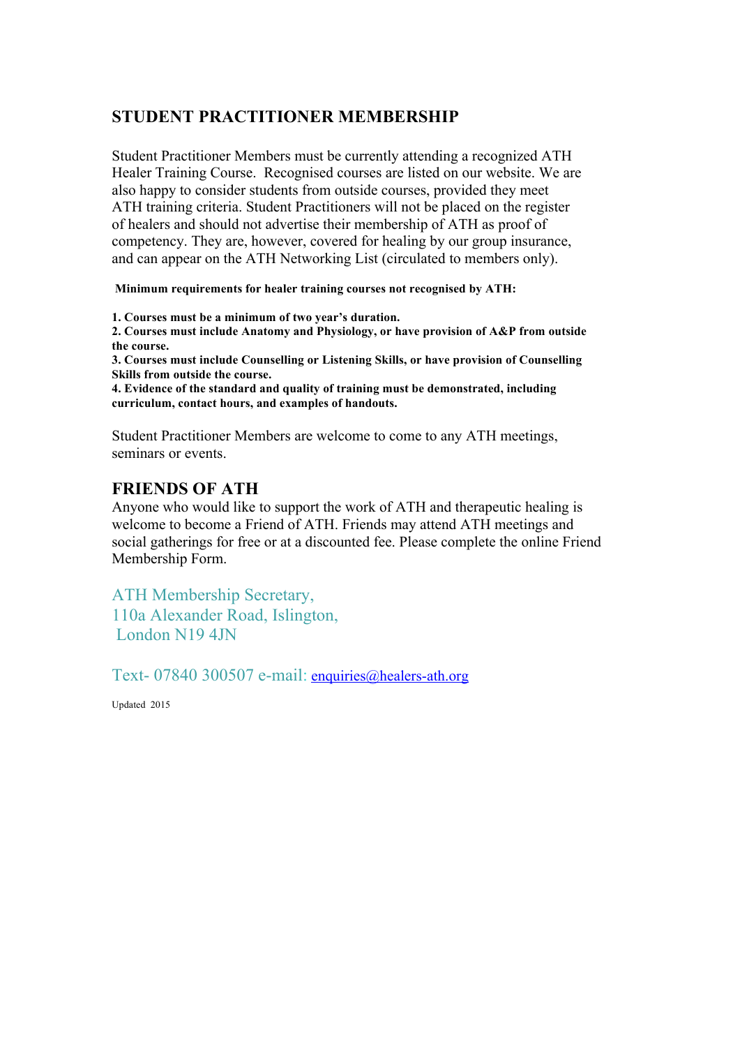## STUDENT PRACTITIONER MEMBERSHIP

Student Practitioner Members must be currently attending a recognized ATH Healer Training Course. Recognised courses are listed on our website. We are also happy to consider students from outside courses, provided they meet ATH training criteria. Student Practitioners will not be placed on the register of healers and should not advertise their membership of ATH as proof of competency. They are, however, covered for healing by our group insurance, and can appear on the ATH Networking List (circulated to members only).

**Minimum requirements for healer training courses not recognised by ATH:**

**1. Courses must be a minimum of two year's duration.**
**2. Courses must include Anatomy and Physiology, or have provision of A&P from outside the course.**
**3. Courses must include Counselling or Listening Skills, or have provision of Counselling Skills from outside the course.**
**4. Evidence of the standard and quality of training must be demonstrated, including curriculum, contact hours, and examples of handouts.**

Student Practitioner Members are welcome to come to any ATH meetings, seminars or events.

## FRIENDS OF ATH

Anyone who would like to support the work of ATH and therapeutic healing is welcome to become a Friend of ATH. Friends may attend ATH meetings and social gatherings for free or at a discounted fee. Please complete the online Friend Membership Form.

ATH Membership Secretary,
110a Alexander Road, Islington,
London N19 4JN

Text- 07840 300507 e-mail: enquiries@healers-ath.org

Updated 2015